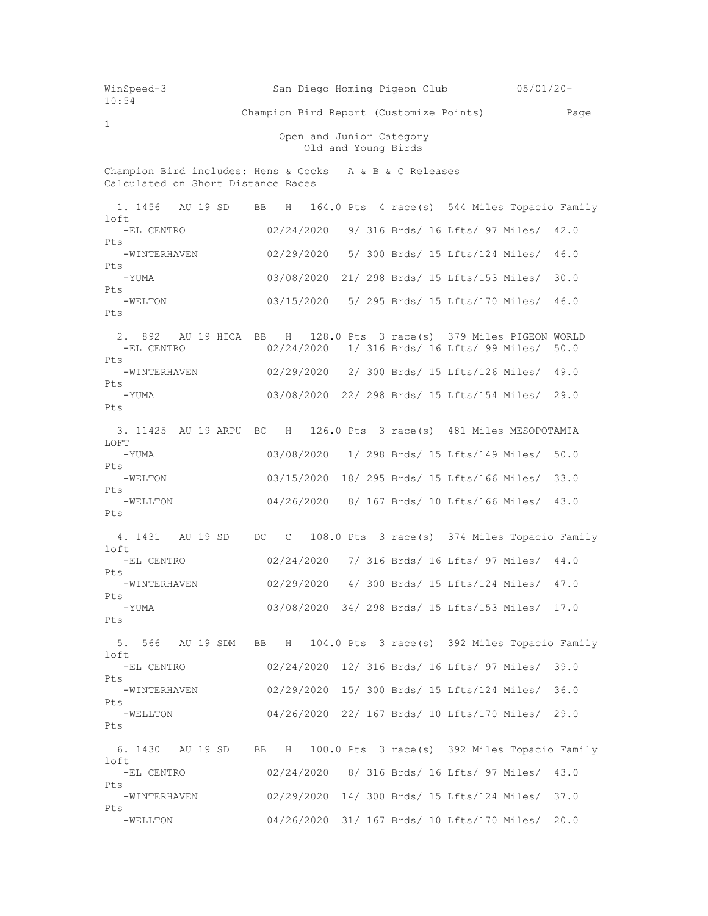WinSpeed-3 San Diego Homing Pigeon Club 05/01/20-10:54

Champion Bird Report (Customize Points)

Open and Junior Category
Old and Young Birds

Champion Bird includes: Hens & Cocks A & B & C Releases
Calculated on Short Distance Races

1. 1456 AU 19 SD BB H 164.0 Pts 4 race(s) 544 Miles Topacio Family loft

| Race | Date | Position | Birds | Lofts | Miles | Points |
|---|---|---|---|---|---|---|
| -EL CENTRO | 02/24/2020 | 9 | 316 Brds | 16 Lfts | 97 Miles | 42.0 Pts |
| -WINTERHAVEN | 02/29/2020 | 5 | 300 Brds | 15 Lfts | 124 Miles | 46.0 Pts |
| -YUMA | 03/08/2020 | 21 | 298 Brds | 15 Lfts | 153 Miles | 30.0 Pts |
| -WELTON | 03/15/2020 | 5 | 295 Brds | 15 Lfts | 170 Miles | 46.0 Pts |

2. 892 AU 19 HICA BB H 128.0 Pts 3 race(s) 379 Miles PIGEON WORLD

| Race | Date | Position | Birds | Lofts | Miles | Points |
|---|---|---|---|---|---|---|
| -EL CENTRO | 02/24/2020 | 1 | 316 Brds | 16 Lfts | 99 Miles | 50.0 Pts |
| -WINTERHAVEN | 02/29/2020 | 2 | 300 Brds | 15 Lfts | 126 Miles | 49.0 Pts |
| -YUMA | 03/08/2020 | 22 | 298 Brds | 15 Lfts | 154 Miles | 29.0 Pts |

3. 11425 AU 19 ARPU BC H 126.0 Pts 3 race(s) 481 Miles MESOPOTAMIA LOFT

| Race | Date | Position | Birds | Lofts | Miles | Points |
|---|---|---|---|---|---|---|
| -YUMA | 03/08/2020 | 1 | 298 Brds | 15 Lfts | 149 Miles | 50.0 Pts |
| -WELTON | 03/15/2020 | 18 | 295 Brds | 15 Lfts | 166 Miles | 33.0 Pts |
| -WELLTON | 04/26/2020 | 8 | 167 Brds | 10 Lfts | 166 Miles | 43.0 Pts |

4. 1431 AU 19 SD DC C 108.0 Pts 3 race(s) 374 Miles Topacio Family loft

| Race | Date | Position | Birds | Lofts | Miles | Points |
|---|---|---|---|---|---|---|
| -EL CENTRO | 02/24/2020 | 7 | 316 Brds | 16 Lfts | 97 Miles | 44.0 Pts |
| -WINTERHAVEN | 02/29/2020 | 4 | 300 Brds | 15 Lfts | 124 Miles | 47.0 Pts |
| -YUMA | 03/08/2020 | 34 | 298 Brds | 15 Lfts | 153 Miles | 17.0 Pts |

5. 566 AU 19 SDM BB H 104.0 Pts 3 race(s) 392 Miles Topacio Family loft

| Race | Date | Position | Birds | Lofts | Miles | Points |
|---|---|---|---|---|---|---|
| -EL CENTRO | 02/24/2020 | 12 | 316 Brds | 16 Lfts | 97 Miles | 39.0 Pts |
| -WINTERHAVEN | 02/29/2020 | 15 | 300 Brds | 15 Lfts | 124 Miles | 36.0 Pts |
| -WELLTON | 04/26/2020 | 22 | 167 Brds | 10 Lfts | 170 Miles | 29.0 Pts |

6. 1430 AU 19 SD BB H 100.0 Pts 3 race(s) 392 Miles Topacio Family loft

| Race | Date | Position | Birds | Lofts | Miles | Points |
|---|---|---|---|---|---|---|
| -EL CENTRO | 02/24/2020 | 8 | 316 Brds | 16 Lfts | 97 Miles | 43.0 Pts |
| -WINTERHAVEN | 02/29/2020 | 14 | 300 Brds | 15 Lfts | 124 Miles | 37.0 Pts |
| -WELLTON | 04/26/2020 | 31 | 167 Brds | 10 Lfts | 170 Miles | 20.0 |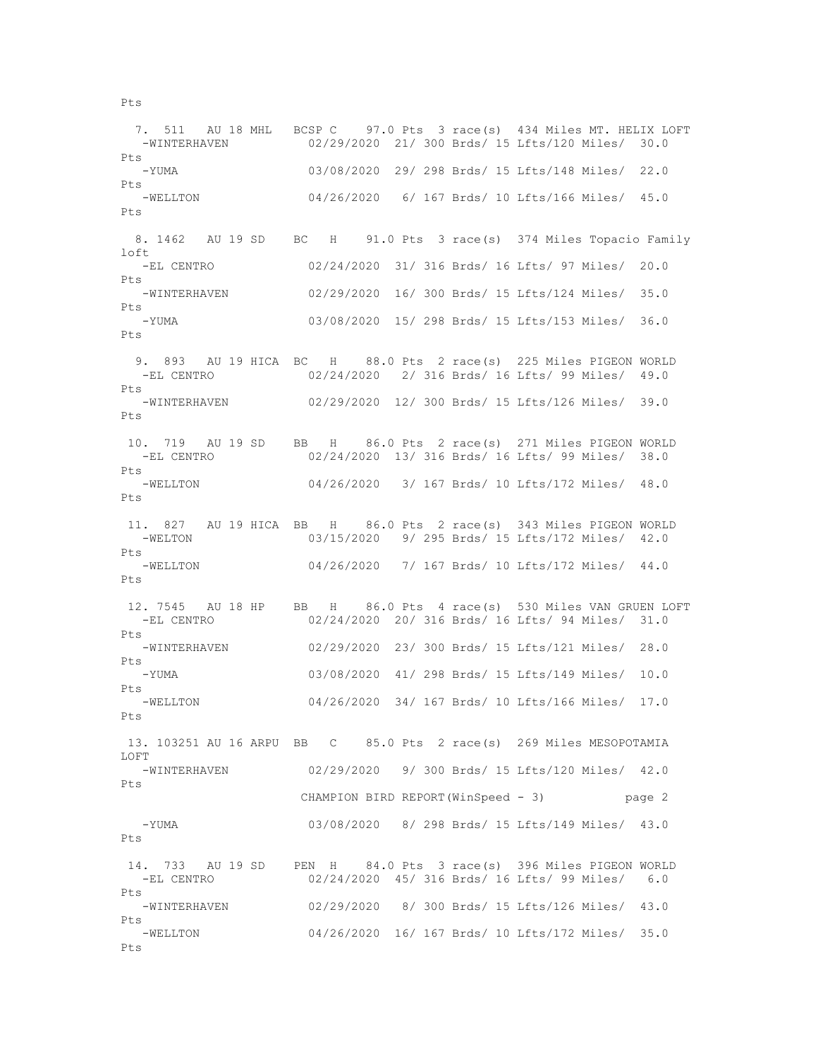Pts

```
  7. 511   AU 18 MHL   BCSP C    97.0 Pts  3 race(s)  434 Miles MT. HELIX LOFT
   -WINTERHAVEN          02/29/2020  21/ 300 Brds/ 15 Lfts/120 Miles/  30.0 Pts
   -YUMA                 03/08/2020  29/ 298 Brds/ 15 Lfts/148 Miles/  22.0 Pts
   -WELLTON              04/26/2020   6/ 167 Brds/ 10 Lfts/166 Miles/  45.0 Pts

  8. 1462   AU 19 SD    BC   H    91.0 Pts  3 race(s)  374 Miles Topacio Family loft
   -EL CENTRO            02/24/2020  31/ 316 Brds/ 16 Lfts/ 97 Miles/  20.0 Pts
   -WINTERHAVEN          02/29/2020  16/ 300 Brds/ 15 Lfts/124 Miles/  35.0 Pts
   -YUMA                 03/08/2020  15/ 298 Brds/ 15 Lfts/153 Miles/  36.0 Pts

  9. 893   AU 19 HICA  BC   H    88.0 Pts  2 race(s)  225 Miles PIGEON WORLD
   -EL CENTRO            02/24/2020   2/ 316 Brds/ 16 Lfts/ 99 Miles/  49.0 Pts
   -WINTERHAVEN          02/29/2020  12/ 300 Brds/ 15 Lfts/126 Miles/  39.0 Pts

 10. 719   AU 19 SD    BB   H    86.0 Pts  2 race(s)  271 Miles PIGEON WORLD
   -EL CENTRO            02/24/2020  13/ 316 Brds/ 16 Lfts/ 99 Miles/  38.0 Pts
   -WELLTON              04/26/2020   3/ 167 Brds/ 10 Lfts/172 Miles/  48.0 Pts

 11. 827   AU 19 HICA  BB   H    86.0 Pts  2 race(s)  343 Miles PIGEON WORLD
   -WELTON               03/15/2020   9/ 295 Brds/ 15 Lfts/172 Miles/  42.0 Pts
   -WELLTON              04/26/2020   7/ 167 Brds/ 10 Lfts/172 Miles/  44.0 Pts

 12. 7545  AU 18 HP    BB   H    86.0 Pts  4 race(s)  530 Miles VAN GRUEN LOFT
   -EL CENTRO            02/24/2020  20/ 316 Brds/ 16 Lfts/ 94 Miles/  31.0 Pts
   -WINTERHAVEN          02/29/2020  23/ 300 Brds/ 15 Lfts/121 Miles/  28.0 Pts
   -YUMA                 03/08/2020  41/ 298 Brds/ 15 Lfts/149 Miles/  10.0 Pts
   -WELLTON              04/26/2020  34/ 167 Brds/ 10 Lfts/166 Miles/  17.0 Pts

 13. 103251 AU 16 ARPU  BB   C    85.0 Pts  2 race(s)  269 Miles MESOPOTAMIA LOFT
   -WINTERHAVEN          02/29/2020   9/ 300 Brds/ 15 Lfts/120 Miles/  42.0 Pts
```

CHAMPION BIRD REPORT(WinSpeed - 3)

```
   -YUMA                 03/08/2020   8/ 298 Brds/ 15 Lfts/149 Miles/  43.0 Pts

 14. 733   AU 19 SD    PEN  H    84.0 Pts  3 race(s)  396 Miles PIGEON WORLD
   -EL CENTRO            02/24/2020  45/ 316 Brds/ 16 Lfts/ 99 Miles/   6.0 Pts
   -WINTERHAVEN          02/29/2020   8/ 300 Brds/ 15 Lfts/126 Miles/  43.0 Pts
   -WELLTON              04/26/2020  16/ 167 Brds/ 10 Lfts/172 Miles/  35.0 Pts
```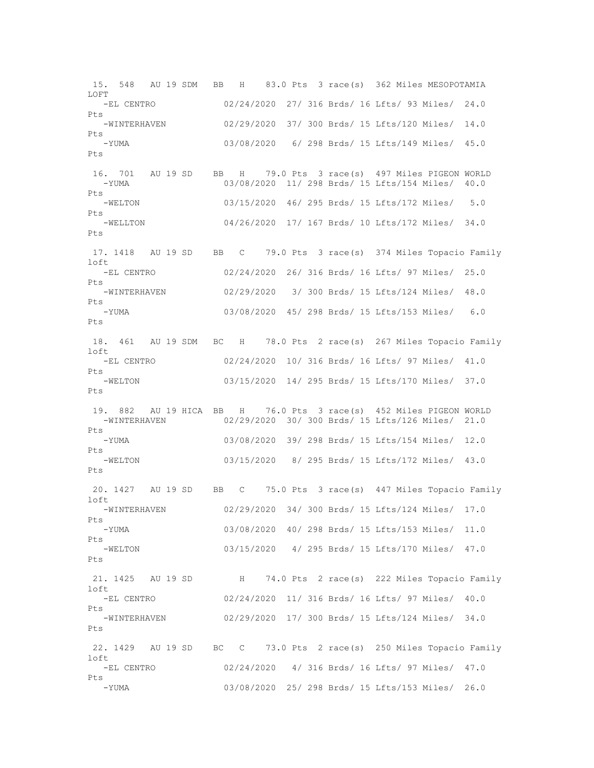```
 15. 548   AU 19 SDM   BB   H    83.0 Pts  3 race(s)  362 Miles MESOPOTAMIA LOFT
   -EL CENTRO            02/24/2020  27/ 316 Brds/ 16 Lfts/ 93 Miles/  24.0 Pts
   -WINTERHAVEN          02/29/2020  37/ 300 Brds/ 15 Lfts/120 Miles/  14.0 Pts
   -YUMA                 03/08/2020   6/ 298 Brds/ 15 Lfts/149 Miles/  45.0 Pts

 16. 701   AU 19 SD    BB   H    79.0 Pts  3 race(s)  497 Miles PIGEON WORLD
   -YUMA                 03/08/2020  11/ 298 Brds/ 15 Lfts/154 Miles/  40.0 Pts
   -WELTON               03/15/2020  46/ 295 Brds/ 15 Lfts/172 Miles/   5.0 Pts
   -WELLTON              04/26/2020  17/ 167 Brds/ 10 Lfts/172 Miles/  34.0 Pts

 17. 1418  AU 19 SD    BB   C    79.0 Pts  3 race(s)  374 Miles Topacio Family loft
   -EL CENTRO            02/24/2020  26/ 316 Brds/ 16 Lfts/ 97 Miles/  25.0 Pts
   -WINTERHAVEN          02/29/2020   3/ 300 Brds/ 15 Lfts/124 Miles/  48.0 Pts
   -YUMA                 03/08/2020  45/ 298 Brds/ 15 Lfts/153 Miles/   6.0 Pts

 18. 461   AU 19 SDM   BC   H    78.0 Pts  2 race(s)  267 Miles Topacio Family loft
   -EL CENTRO            02/24/2020  10/ 316 Brds/ 16 Lfts/ 97 Miles/  41.0 Pts
   -WELTON               03/15/2020  14/ 295 Brds/ 15 Lfts/170 Miles/  37.0 Pts

 19. 882   AU 19 HICA  BB   H    76.0 Pts  3 race(s)  452 Miles PIGEON WORLD
   -WINTERHAVEN          02/29/2020  30/ 300 Brds/ 15 Lfts/126 Miles/  21.0 Pts
   -YUMA                 03/08/2020  39/ 298 Brds/ 15 Lfts/154 Miles/  12.0 Pts
   -WELTON               03/15/2020   8/ 295 Brds/ 15 Lfts/172 Miles/  43.0 Pts

 20. 1427  AU 19 SD    BB   C    75.0 Pts  3 race(s)  447 Miles Topacio Family loft
   -WINTERHAVEN          02/29/2020  34/ 300 Brds/ 15 Lfts/124 Miles/  17.0 Pts
   -YUMA                 03/08/2020  40/ 298 Brds/ 15 Lfts/153 Miles/  11.0 Pts
   -WELTON               03/15/2020   4/ 295 Brds/ 15 Lfts/170 Miles/  47.0 Pts

 21. 1425  AU 19 SD         H    74.0 Pts  2 race(s)  222 Miles Topacio Family loft
   -EL CENTRO            02/24/2020  11/ 316 Brds/ 16 Lfts/ 97 Miles/  40.0 Pts
   -WINTERHAVEN          02/29/2020  17/ 300 Brds/ 15 Lfts/124 Miles/  34.0 Pts

 22. 1429  AU 19 SD    BC   C    73.0 Pts  2 race(s)  250 Miles Topacio Family loft
   -EL CENTRO            02/24/2020   4/ 316 Brds/ 16 Lfts/ 97 Miles/  47.0 Pts
   -YUMA                 03/08/2020  25/ 298 Brds/ 15 Lfts/153 Miles/  26.0
```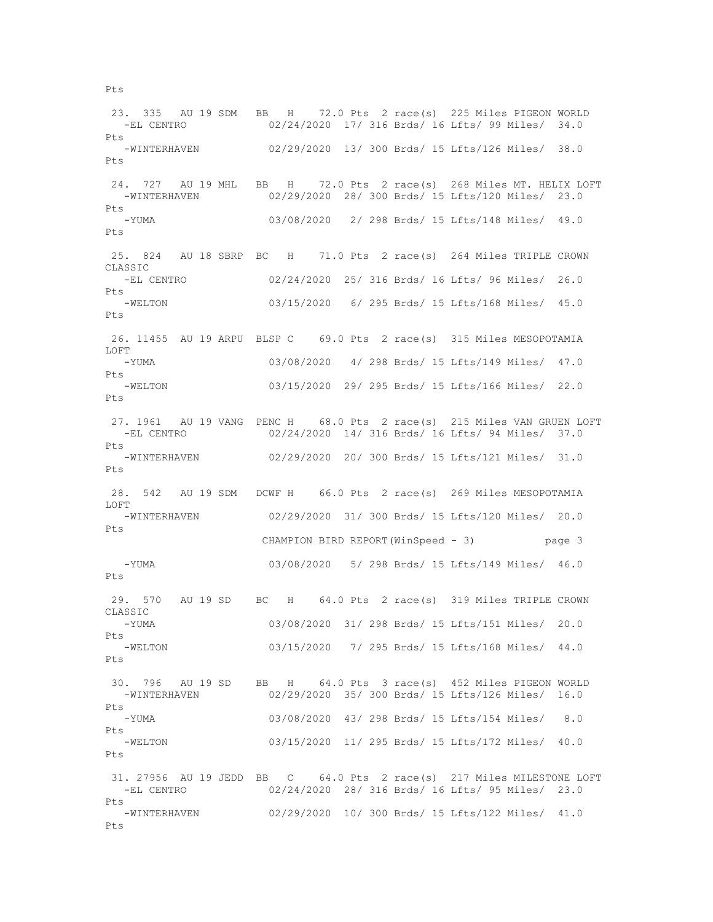Pts

23. 335 AU 19 SDM BB H 72.0 Pts 2 race(s) 225 Miles PIGEON WORLD
-EL CENTRO 02/24/2020 17/ 316 Brds/ 16 Lfts/ 99 Miles/ 34.0 Pts
-WINTERHAVEN 02/29/2020 13/ 300 Brds/ 15 Lfts/126 Miles/ 38.0 Pts

24. 727 AU 19 MHL BB H 72.0 Pts 2 race(s) 268 Miles MT. HELIX LOFT
-WINTERHAVEN 02/29/2020 28/ 300 Brds/ 15 Lfts/120 Miles/ 23.0 Pts
-YUMA 03/08/2020 2/ 298 Brds/ 15 Lfts/148 Miles/ 49.0 Pts

25. 824 AU 18 SBRP BC H 71.0 Pts 2 race(s) 264 Miles TRIPLE CROWN CLASSIC
-EL CENTRO 02/24/2020 25/ 316 Brds/ 16 Lfts/ 96 Miles/ 26.0 Pts
-WELTON 03/15/2020 6/ 295 Brds/ 15 Lfts/168 Miles/ 45.0 Pts

26. 11455 AU 19 ARPU BLSP C 69.0 Pts 2 race(s) 315 Miles MESOPOTAMIA LOFT
-YUMA 03/08/2020 4/ 298 Brds/ 15 Lfts/149 Miles/ 47.0 Pts
-WELTON 03/15/2020 29/ 295 Brds/ 15 Lfts/166 Miles/ 22.0 Pts

27. 1961 AU 19 VANG PENC H 68.0 Pts 2 race(s) 215 Miles VAN GRUEN LOFT
-EL CENTRO 02/24/2020 14/ 316 Brds/ 16 Lfts/ 94 Miles/ 37.0 Pts
-WINTERHAVEN 02/29/2020 20/ 300 Brds/ 15 Lfts/121 Miles/ 31.0 Pts

28. 542 AU 19 SDM DCWF H 66.0 Pts 2 race(s) 269 Miles MESOPOTAMIA LOFT
-WINTERHAVEN 02/29/2020 31/ 300 Brds/ 15 Lfts/120 Miles/ 20.0 Pts
-YUMA 03/08/2020 5/ 298 Brds/ 15 Lfts/149 Miles/ 46.0 Pts

29. 570 AU 19 SD BC H 64.0 Pts 2 race(s) 319 Miles TRIPLE CROWN CLASSIC
-YUMA 03/08/2020 31/ 298 Brds/ 15 Lfts/151 Miles/ 20.0 Pts
-WELTON 03/15/2020 7/ 295 Brds/ 15 Lfts/168 Miles/ 44.0 Pts

30. 796 AU 19 SD BB H 64.0 Pts 3 race(s) 452 Miles PIGEON WORLD
-WINTERHAVEN 02/29/2020 35/ 300 Brds/ 15 Lfts/126 Miles/ 16.0 Pts
-YUMA 03/08/2020 43/ 298 Brds/ 15 Lfts/154 Miles/ 8.0 Pts
-WELTON 03/15/2020 11/ 295 Brds/ 15 Lfts/172 Miles/ 40.0 Pts

31. 27956 AU 19 JEDD BB C 64.0 Pts 2 race(s) 217 Miles MILESTONE LOFT
-EL CENTRO 02/24/2020 28/ 316 Brds/ 16 Lfts/ 95 Miles/ 23.0 Pts
-WINTERHAVEN 02/29/2020 10/ 300 Brds/ 15 Lfts/122 Miles/ 41.0 Pts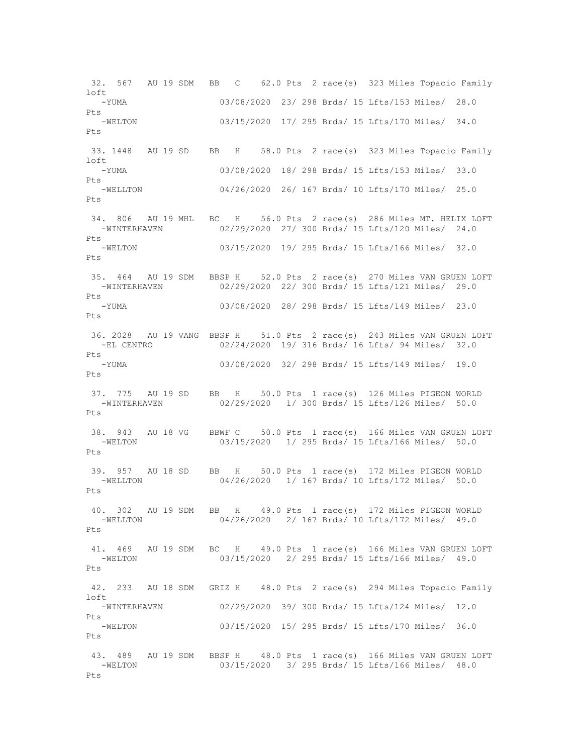```
 32. 567   AU 19 SDM   BB   C    62.0 Pts  2 race(s)  323 Miles Topacio Family loft
   -YUMA                03/08/2020  23/ 298 Brds/ 15 Lfts/153 Miles/  28.0 Pts
   -WELTON              03/15/2020  17/ 295 Brds/ 15 Lfts/170 Miles/  34.0 Pts

 33. 1448   AU 19 SD    BB   H    58.0 Pts  2 race(s)  323 Miles Topacio Family loft
   -YUMA                03/08/2020  18/ 298 Brds/ 15 Lfts/153 Miles/  33.0 Pts
   -WELLTON             04/26/2020  26/ 167 Brds/ 10 Lfts/170 Miles/  25.0 Pts

 34. 806   AU 19 MHL   BC   H    56.0 Pts  2 race(s)  286 Miles MT. HELIX LOFT
   -WINTERHAVEN         02/29/2020  27/ 300 Brds/ 15 Lfts/120 Miles/  24.0 Pts
   -WELTON              03/15/2020  19/ 295 Brds/ 15 Lfts/166 Miles/  32.0 Pts

 35. 464   AU 19 SDM   BBSP H    52.0 Pts  2 race(s)  270 Miles VAN GRUEN LOFT
   -WINTERHAVEN         02/29/2020  22/ 300 Brds/ 15 Lfts/121 Miles/  29.0 Pts
   -YUMA                03/08/2020  28/ 298 Brds/ 15 Lfts/149 Miles/  23.0 Pts

 36. 2028   AU 19 VANG  BBSP H    51.0 Pts  2 race(s)  243 Miles VAN GRUEN LOFT
   -EL CENTRO           02/24/2020  19/ 316 Brds/ 16 Lfts/ 94 Miles/  32.0 Pts
   -YUMA                03/08/2020  32/ 298 Brds/ 15 Lfts/149 Miles/  19.0 Pts

 37. 775   AU 19 SD    BB   H    50.0 Pts  1 race(s)  126 Miles PIGEON WORLD
   -WINTERHAVEN         02/29/2020   1/ 300 Brds/ 15 Lfts/126 Miles/  50.0 Pts

 38. 943   AU 18 VG    BBWF C    50.0 Pts  1 race(s)  166 Miles VAN GRUEN LOFT
   -WELTON              03/15/2020   1/ 295 Brds/ 15 Lfts/166 Miles/  50.0 Pts

 39. 957   AU 18 SD    BB   H    50.0 Pts  1 race(s)  172 Miles PIGEON WORLD
   -WELLTON             04/26/2020   1/ 167 Brds/ 10 Lfts/172 Miles/  50.0 Pts

 40. 302   AU 19 SDM   BB   H    49.0 Pts  1 race(s)  172 Miles PIGEON WORLD
   -WELLTON             04/26/2020   2/ 167 Brds/ 10 Lfts/172 Miles/  49.0 Pts

 41. 469   AU 19 SDM   BC   H    49.0 Pts  1 race(s)  166 Miles VAN GRUEN LOFT
   -WELTON              03/15/2020   2/ 295 Brds/ 15 Lfts/166 Miles/  49.0 Pts

 42. 233   AU 18 SDM   GRIZ H    48.0 Pts  2 race(s)  294 Miles Topacio Family loft
   -WINTERHAVEN         02/29/2020  39/ 300 Brds/ 15 Lfts/124 Miles/  12.0 Pts
   -WELTON              03/15/2020  15/ 295 Brds/ 15 Lfts/170 Miles/  36.0 Pts

 43. 489   AU 19 SDM   BBSP H    48.0 Pts  1 race(s)  166 Miles VAN GRUEN LOFT
   -WELTON              03/15/2020   3/ 295 Brds/ 15 Lfts/166 Miles/  48.0 Pts
```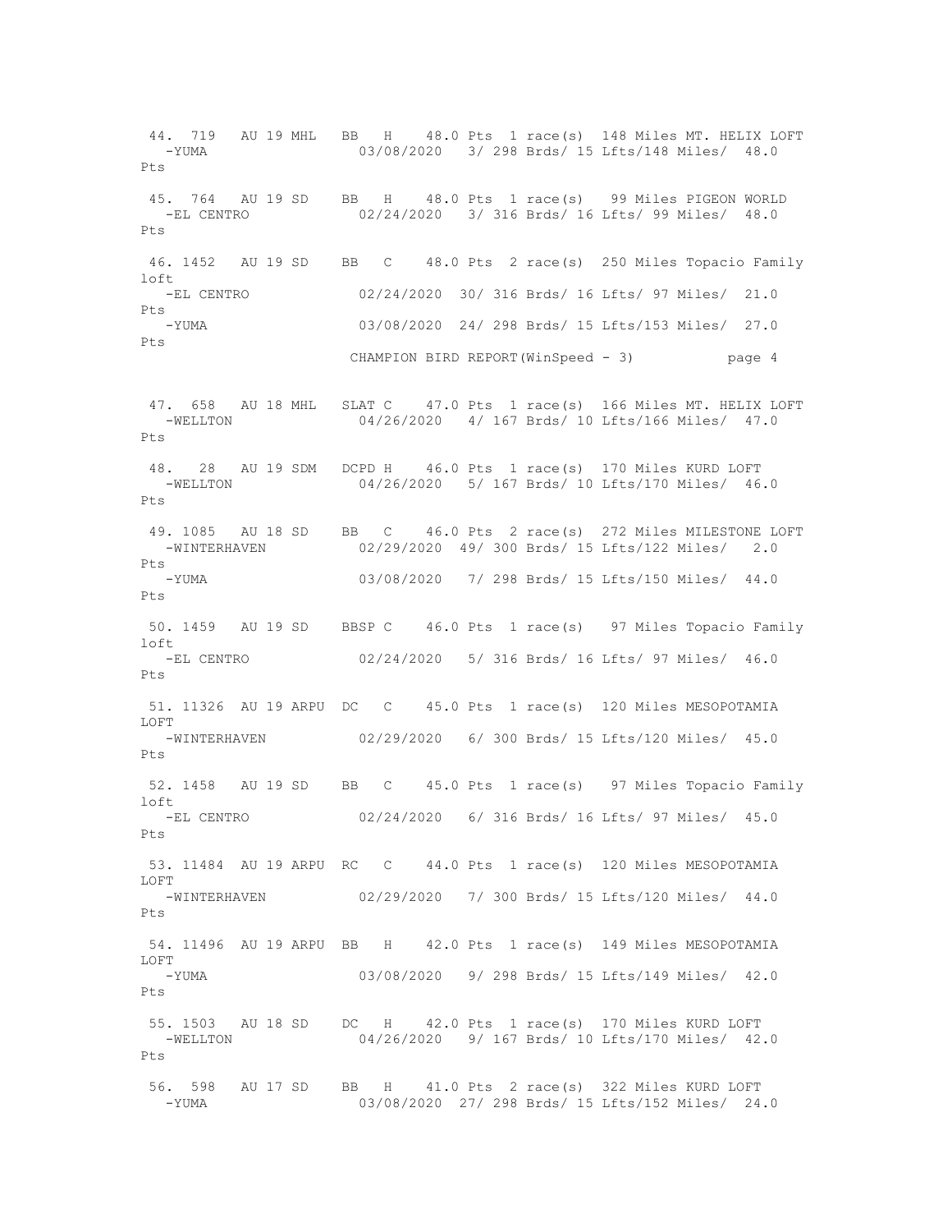```
 44. 719   AU 19 MHL   BB   H    48.0 Pts  1 race(s)  148 Miles MT. HELIX LOFT
   -YUMA                03/08/2020   3/ 298 Brds/ 15 Lfts/148 Miles/  48.0 Pts

 45. 764   AU 19 SD    BB   H    48.0 Pts  1 race(s)   99 Miles PIGEON WORLD
   -EL CENTRO           02/24/2020   3/ 316 Brds/ 16 Lfts/ 99 Miles/  48.0 Pts

 46. 1452  AU 19 SD    BB   C    48.0 Pts  2 race(s)  250 Miles Topacio Family loft
   -EL CENTRO           02/24/2020  30/ 316 Brds/ 16 Lfts/ 97 Miles/  21.0 Pts
   -YUMA                03/08/2020  24/ 298 Brds/ 15 Lfts/153 Miles/  27.0 Pts
```

CHAMPION BIRD REPORT(WinSpeed - 3)

```
 47. 658   AU 18 MHL   SLAT C    47.0 Pts  1 race(s)  166 Miles MT. HELIX LOFT
   -WELLTON             04/26/2020   4/ 167 Brds/ 10 Lfts/166 Miles/  47.0 Pts

 48.  28   AU 19 SDM   DCPD H    46.0 Pts  1 race(s)  170 Miles KURD LOFT
   -WELLTON             04/26/2020   5/ 167 Brds/ 10 Lfts/170 Miles/  46.0 Pts

 49. 1085  AU 18 SD    BB   C    46.0 Pts  2 race(s)  272 Miles MILESTONE LOFT
   -WINTERHAVEN         02/29/2020  49/ 300 Brds/ 15 Lfts/122 Miles/   2.0 Pts
   -YUMA                03/08/2020   7/ 298 Brds/ 15 Lfts/150 Miles/  44.0 Pts

 50. 1459  AU 19 SD    BBSP C    46.0 Pts  1 race(s)   97 Miles Topacio Family loft
   -EL CENTRO           02/24/2020   5/ 316 Brds/ 16 Lfts/ 97 Miles/  46.0 Pts

 51. 11326  AU 19 ARPU  DC   C    45.0 Pts  1 race(s)  120 Miles MESOPOTAMIA LOFT
   -WINTERHAVEN         02/29/2020   6/ 300 Brds/ 15 Lfts/120 Miles/  45.0 Pts

 52. 1458  AU 19 SD    BB   C    45.0 Pts  1 race(s)   97 Miles Topacio Family loft
   -EL CENTRO           02/24/2020   6/ 316 Brds/ 16 Lfts/ 97 Miles/  45.0 Pts

 53. 11484  AU 19 ARPU  RC   C    44.0 Pts  1 race(s)  120 Miles MESOPOTAMIA LOFT
   -WINTERHAVEN         02/29/2020   7/ 300 Brds/ 15 Lfts/120 Miles/  44.0 Pts

 54. 11496  AU 19 ARPU  BB   H    42.0 Pts  1 race(s)  149 Miles MESOPOTAMIA LOFT
   -YUMA                03/08/2020   9/ 298 Brds/ 15 Lfts/149 Miles/  42.0 Pts

 55. 1503  AU 18 SD    DC   H    42.0 Pts  1 race(s)  170 Miles KURD LOFT
   -WELLTON             04/26/2020   9/ 167 Brds/ 10 Lfts/170 Miles/  42.0 Pts

 56. 598   AU 17 SD    BB   H    41.0 Pts  2 race(s)  322 Miles KURD LOFT
   -YUMA                03/08/2020  27/ 298 Brds/ 15 Lfts/152 Miles/  24.0
```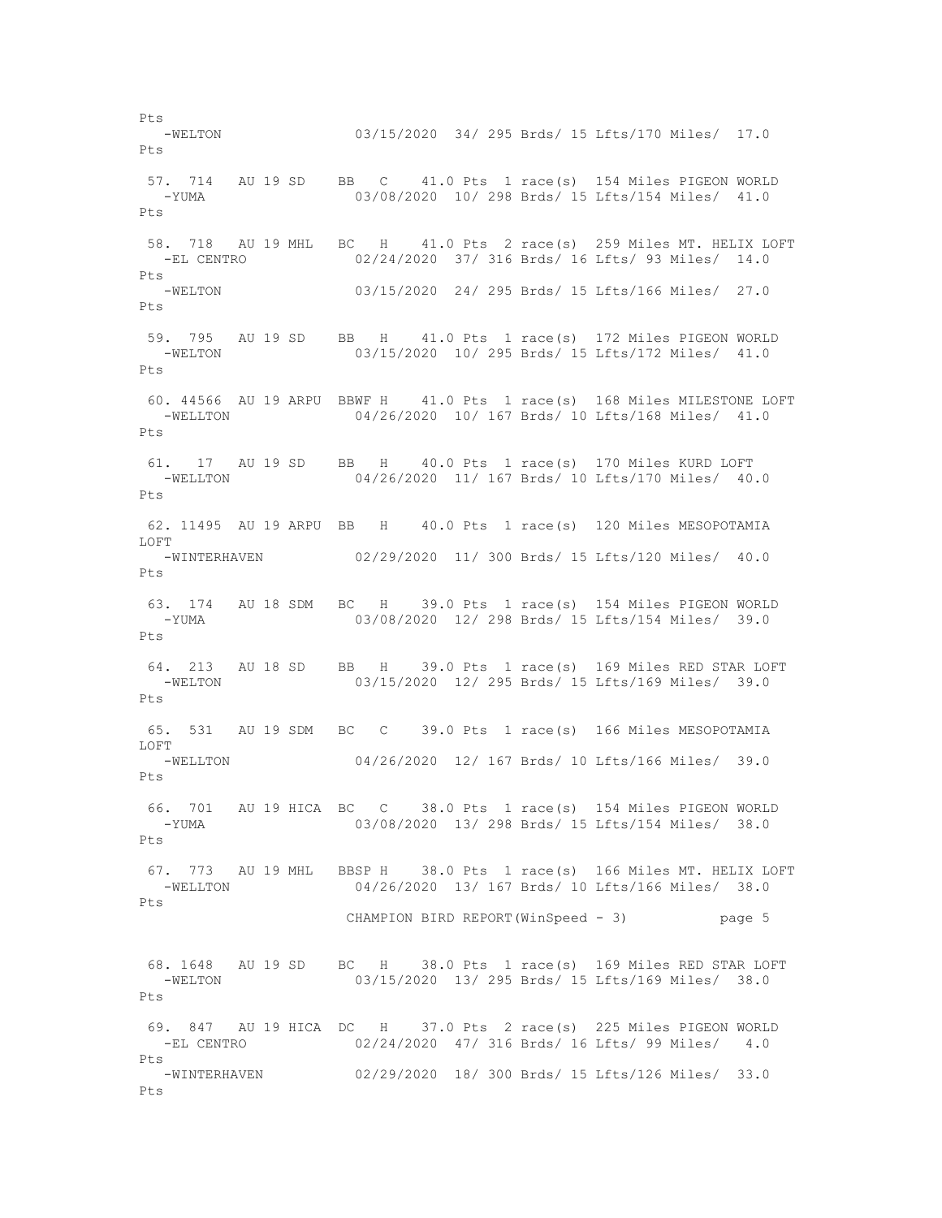```
Pts
   -WELTON              03/15/2020  34/ 295 Brds/ 15 Lfts/170 Miles/  17.0
Pts

 57.  714   AU 19 SD    BB   C    41.0 Pts  1 race(s)  154 Miles PIGEON WORLD
   -YUMA                03/08/2020  10/ 298 Brds/ 15 Lfts/154 Miles/  41.0
Pts

 58.  718   AU 19 MHL   BC   H    41.0 Pts  2 race(s)  259 Miles MT. HELIX LOFT
   -EL CENTRO           02/24/2020  37/ 316 Brds/ 16 Lfts/ 93 Miles/  14.0
Pts
   -WELTON              03/15/2020  24/ 295 Brds/ 15 Lfts/166 Miles/  27.0
Pts

 59.  795   AU 19 SD    BB   H    41.0 Pts  1 race(s)  172 Miles PIGEON WORLD
   -WELTON              03/15/2020  10/ 295 Brds/ 15 Lfts/172 Miles/  41.0
Pts

 60. 44566  AU 19 ARPU  BBWF H    41.0 Pts  1 race(s)  168 Miles MILESTONE LOFT
   -WELLTON             04/26/2020  10/ 167 Brds/ 10 Lfts/168 Miles/  41.0
Pts

 61.   17   AU 19 SD    BB   H    40.0 Pts  1 race(s)  170 Miles KURD LOFT
   -WELLTON             04/26/2020  11/ 167 Brds/ 10 Lfts/170 Miles/  40.0
Pts

 62. 11495  AU 19 ARPU  BB   H    40.0 Pts  1 race(s)  120 Miles MESOPOTAMIA
LOFT
   -WINTERHAVEN         02/29/2020  11/ 300 Brds/ 15 Lfts/120 Miles/  40.0
Pts

 63.  174   AU 18 SDM   BC   H    39.0 Pts  1 race(s)  154 Miles PIGEON WORLD
   -YUMA                03/08/2020  12/ 298 Brds/ 15 Lfts/154 Miles/  39.0
Pts

 64.  213   AU 18 SD    BB   H    39.0 Pts  1 race(s)  169 Miles RED STAR LOFT
   -WELTON              03/15/2020  12/ 295 Brds/ 15 Lfts/169 Miles/  39.0
Pts

 65.  531   AU 19 SDM   BC   C    39.0 Pts  1 race(s)  166 Miles MESOPOTAMIA
LOFT
   -WELLTON             04/26/2020  12/ 167 Brds/ 10 Lfts/166 Miles/  39.0
Pts

 66.  701   AU 19 HICA  BC   C    38.0 Pts  1 race(s)  154 Miles PIGEON WORLD
   -YUMA                03/08/2020  13/ 298 Brds/ 15 Lfts/154 Miles/  38.0
Pts

 67.  773   AU 19 MHL   BBSP H    38.0 Pts  1 race(s)  166 Miles MT. HELIX LOFT
   -WELLTON             04/26/2020  13/ 167 Brds/ 10 Lfts/166 Miles/  38.0
Pts
                        CHAMPION BIRD REPORT(WinSpeed - 3)          page 5


 68. 1648   AU 19 SD    BC   H    38.0 Pts  1 race(s)  169 Miles RED STAR LOFT
   -WELTON              03/15/2020  13/ 295 Brds/ 15 Lfts/169 Miles/  38.0
Pts

 69.  847   AU 19 HICA  DC   H    37.0 Pts  2 race(s)  225 Miles PIGEON WORLD
   -EL CENTRO           02/24/2020  47/ 316 Brds/ 16 Lfts/ 99 Miles/   4.0
Pts
   -WINTERHAVEN         02/29/2020  18/ 300 Brds/ 15 Lfts/126 Miles/  33.0
Pts
```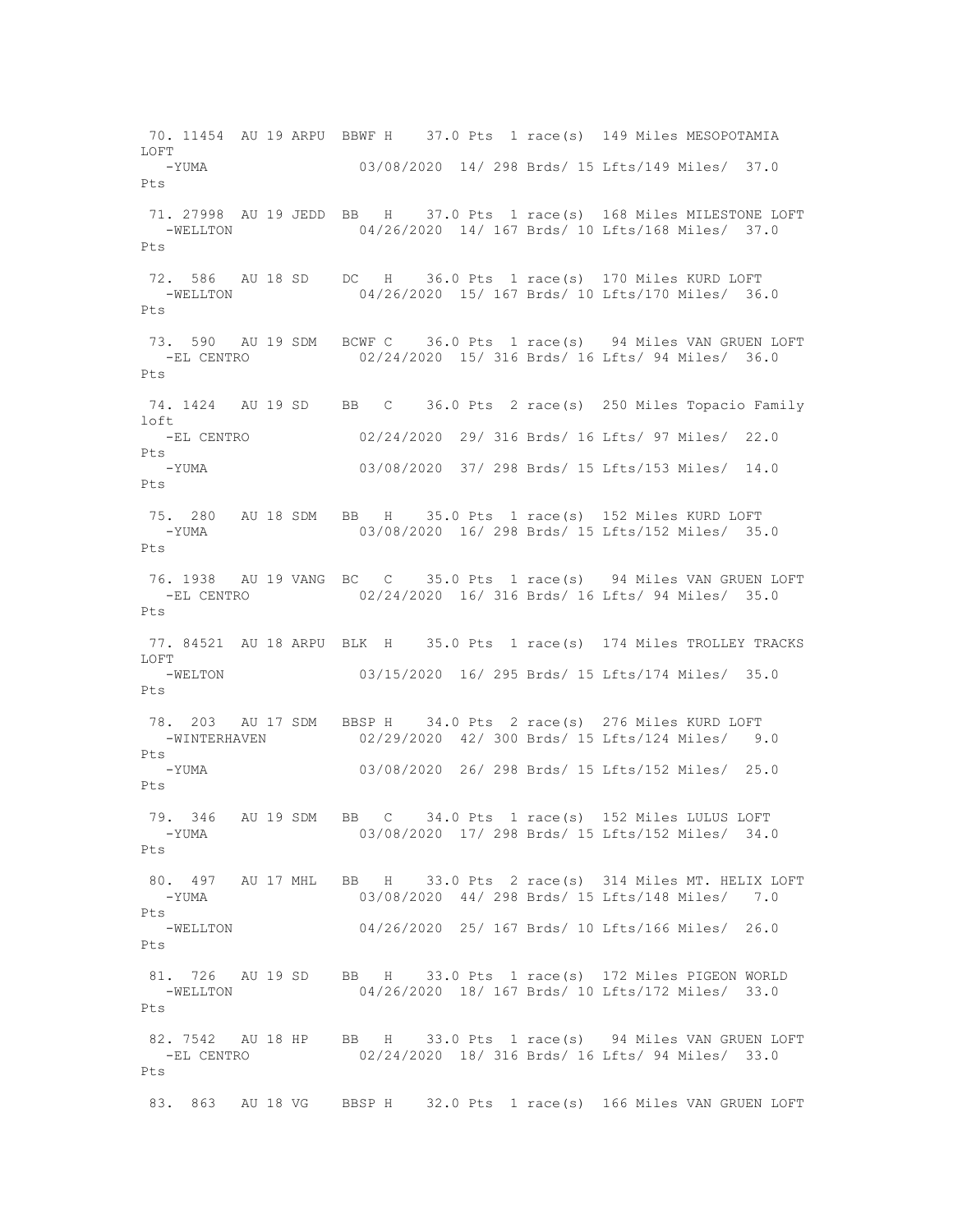```
 70. 11454  AU 19 ARPU  BBWF H    37.0 Pts  1 race(s)  149 Miles MESOPOTAMIA LOFT
   -YUMA                  03/08/2020  14/ 298 Brds/ 15 Lfts/149 Miles/  37.0 Pts

 71. 27998  AU 19 JEDD  BB   H    37.0 Pts  1 race(s)  168 Miles MILESTONE LOFT
   -WELLTON               04/26/2020  14/ 167 Brds/ 10 Lfts/168 Miles/  37.0 Pts

 72. 586    AU 18 SD    DC   H    36.0 Pts  1 race(s)  170 Miles KURD LOFT
   -WELLTON               04/26/2020  15/ 167 Brds/ 10 Lfts/170 Miles/  36.0 Pts

 73. 590    AU 19 SDM   BCWF C    36.0 Pts  1 race(s)   94 Miles VAN GRUEN LOFT
   -EL CENTRO             02/24/2020  15/ 316 Brds/ 16 Lfts/ 94 Miles/  36.0 Pts

 74. 1424   AU 19 SD    BB   C    36.0 Pts  2 race(s)  250 Miles Topacio Family loft
   -EL CENTRO             02/24/2020  29/ 316 Brds/ 16 Lfts/ 97 Miles/  22.0 Pts
   -YUMA                  03/08/2020  37/ 298 Brds/ 15 Lfts/153 Miles/  14.0 Pts

 75. 280    AU 18 SDM   BB   H    35.0 Pts  1 race(s)  152 Miles KURD LOFT
   -YUMA                  03/08/2020  16/ 298 Brds/ 15 Lfts/152 Miles/  35.0 Pts

 76. 1938   AU 19 VANG  BC   C    35.0 Pts  1 race(s)   94 Miles VAN GRUEN LOFT
   -EL CENTRO             02/24/2020  16/ 316 Brds/ 16 Lfts/ 94 Miles/  35.0 Pts

 77. 84521  AU 18 ARPU  BLK  H    35.0 Pts  1 race(s)  174 Miles TROLLEY TRACKS LOFT
   -WELTON                03/15/2020  16/ 295 Brds/ 15 Lfts/174 Miles/  35.0 Pts

 78. 203    AU 17 SDM   BBSP H    34.0 Pts  2 race(s)  276 Miles KURD LOFT
   -WINTERHAVEN           02/29/2020  42/ 300 Brds/ 15 Lfts/124 Miles/   9.0 Pts
   -YUMA                  03/08/2020  26/ 298 Brds/ 15 Lfts/152 Miles/  25.0 Pts

 79. 346    AU 19 SDM   BB   C    34.0 Pts  1 race(s)  152 Miles LULUS LOFT
   -YUMA                  03/08/2020  17/ 298 Brds/ 15 Lfts/152 Miles/  34.0 Pts

 80. 497    AU 17 MHL   BB   H    33.0 Pts  2 race(s)  314 Miles MT. HELIX LOFT
   -YUMA                  03/08/2020  44/ 298 Brds/ 15 Lfts/148 Miles/   7.0 Pts
   -WELLTON               04/26/2020  25/ 167 Brds/ 10 Lfts/166 Miles/  26.0 Pts

 81. 726    AU 19 SD    BB   H    33.0 Pts  1 race(s)  172 Miles PIGEON WORLD
   -WELLTON               04/26/2020  18/ 167 Brds/ 10 Lfts/172 Miles/  33.0 Pts

 82. 7542   AU 18 HP    BB   H    33.0 Pts  1 race(s)   94 Miles VAN GRUEN LOFT
   -EL CENTRO             02/24/2020  18/ 316 Brds/ 16 Lfts/ 94 Miles/  33.0 Pts

 83. 863    AU 18 VG    BBSP H    32.0 Pts  1 race(s)  166 Miles VAN GRUEN LOFT
```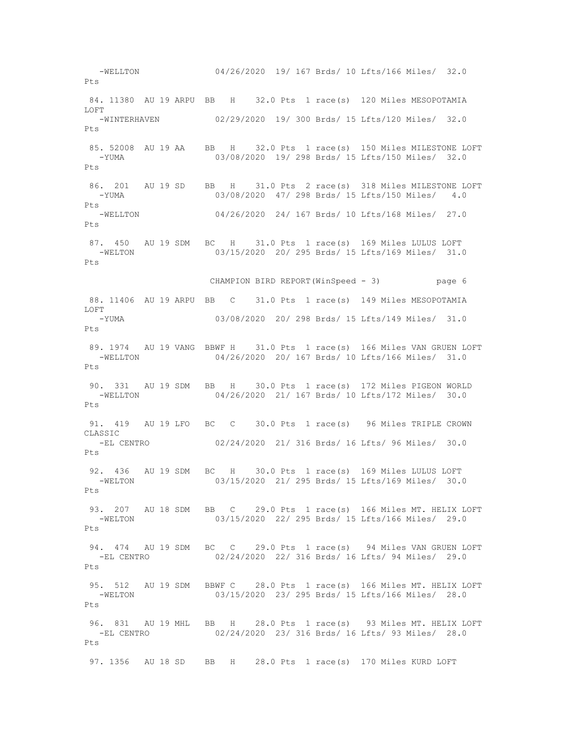```
   -WELLTON              04/26/2020  19/ 167 Brds/ 10 Lfts/166 Miles/  32.0
Pts

 84. 11380  AU 19 ARPU  BB   H    32.0 Pts  1 race(s)  120 Miles MESOPOTAMIA
LOFT
   -WINTERHAVEN          02/29/2020  19/ 300 Brds/ 15 Lfts/120 Miles/  32.0
Pts

 85. 52008  AU 19 AA    BB   H    32.0 Pts  1 race(s)  150 Miles MILESTONE LOFT
   -YUMA                 03/08/2020  19/ 298 Brds/ 15 Lfts/150 Miles/  32.0
Pts

 86. 201    AU 19 SD    BB   H    31.0 Pts  2 race(s)  318 Miles MILESTONE LOFT
   -YUMA                 03/08/2020  47/ 298 Brds/ 15 Lfts/150 Miles/   4.0
Pts
   -WELLTON              04/26/2020  24/ 167 Brds/ 10 Lfts/168 Miles/  27.0
Pts

 87. 450    AU 19 SDM   BC   H    31.0 Pts  1 race(s)  169 Miles LULUS LOFT
   -WELTON               03/15/2020  20/ 295 Brds/ 15 Lfts/169 Miles/  31.0
Pts

                        CHAMPION BIRD REPORT(WinSpeed - 3)          page 6

 88. 11406  AU 19 ARPU  BB   C    31.0 Pts  1 race(s)  149 Miles MESOPOTAMIA
LOFT
   -YUMA                 03/08/2020  20/ 298 Brds/ 15 Lfts/149 Miles/  31.0
Pts

 89. 1974   AU 19 VANG  BBWF H    31.0 Pts  1 race(s)  166 Miles VAN GRUEN LOFT
   -WELLTON              04/26/2020  20/ 167 Brds/ 10 Lfts/166 Miles/  31.0
Pts

 90. 331    AU 19 SDM   BB   H    30.0 Pts  1 race(s)  172 Miles PIGEON WORLD
   -WELLTON              04/26/2020  21/ 167 Brds/ 10 Lfts/172 Miles/  30.0
Pts

 91. 419    AU 19 LFO   BC   C    30.0 Pts  1 race(s)   96 Miles TRIPLE CROWN
CLASSIC
   -EL CENTRO            02/24/2020  21/ 316 Brds/ 16 Lfts/ 96 Miles/  30.0
Pts

 92. 436    AU 19 SDM   BC   H    30.0 Pts  1 race(s)  169 Miles LULUS LOFT
   -WELTON               03/15/2020  21/ 295 Brds/ 15 Lfts/169 Miles/  30.0
Pts

 93. 207    AU 18 SDM   BB   C    29.0 Pts  1 race(s)  166 Miles MT. HELIX LOFT
   -WELTON               03/15/2020  22/ 295 Brds/ 15 Lfts/166 Miles/  29.0
Pts

 94. 474    AU 19 SDM   BC   C    29.0 Pts  1 race(s)   94 Miles VAN GRUEN LOFT
   -EL CENTRO            02/24/2020  22/ 316 Brds/ 16 Lfts/ 94 Miles/  29.0
Pts

 95. 512    AU 19 SDM   BBWF C    28.0 Pts  1 race(s)  166 Miles MT. HELIX LOFT
   -WELTON               03/15/2020  23/ 295 Brds/ 15 Lfts/166 Miles/  28.0
Pts

 96. 831    AU 19 MHL   BB   H    28.0 Pts  1 race(s)   93 Miles MT. HELIX LOFT
   -EL CENTRO            02/24/2020  23/ 316 Brds/ 16 Lfts/ 93 Miles/  28.0
Pts

 97. 1356   AU 18 SD    BB   H    28.0 Pts  1 race(s)  170 Miles KURD LOFT
```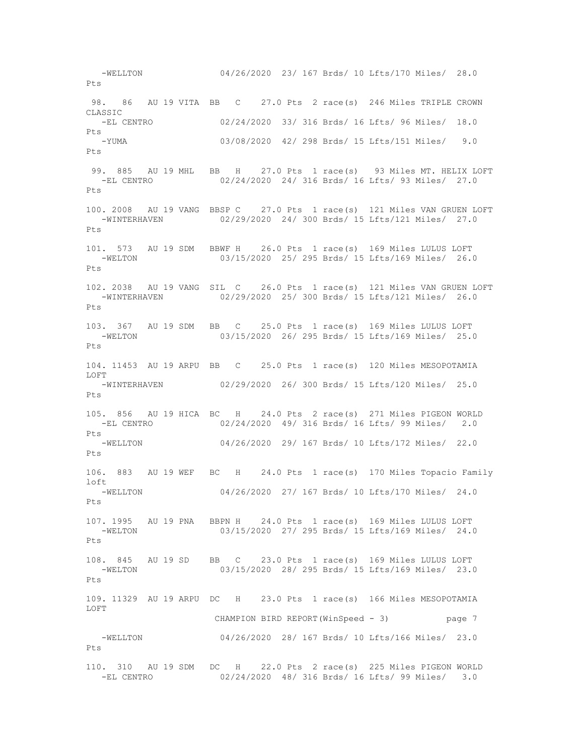```
   -WELLTON              04/26/2020  23/ 167 Brds/ 10 Lfts/170 Miles/  28.0
Pts

 98.  86   AU 19 VITA  BB   C    27.0 Pts  2 race(s)  246 Miles TRIPLE CROWN
CLASSIC
   -EL CENTRO            02/24/2020  33/ 316 Brds/ 16 Lfts/ 96 Miles/  18.0
Pts
   -YUMA                 03/08/2020  42/ 298 Brds/ 15 Lfts/151 Miles/   9.0
Pts

 99.  885  AU 19 MHL   BB   H    27.0 Pts  1 race(s)   93 Miles MT. HELIX LOFT
   -EL CENTRO            02/24/2020  24/ 316 Brds/ 16 Lfts/ 93 Miles/  27.0
Pts

100. 2008  AU 19 VANG  BBSP C    27.0 Pts  1 race(s)  121 Miles VAN GRUEN LOFT
   -WINTERHAVEN          02/29/2020  24/ 300 Brds/ 15 Lfts/121 Miles/  27.0
Pts

101.  573  AU 19 SDM   BBWF H    26.0 Pts  1 race(s)  169 Miles LULUS LOFT
   -WELTON               03/15/2020  25/ 295 Brds/ 15 Lfts/169 Miles/  26.0
Pts

102. 2038  AU 19 VANG  SIL  C    26.0 Pts  1 race(s)  121 Miles VAN GRUEN LOFT
   -WINTERHAVEN          02/29/2020  25/ 300 Brds/ 15 Lfts/121 Miles/  26.0
Pts

103.  367  AU 19 SDM   BB   C    25.0 Pts  1 race(s)  169 Miles LULUS LOFT
   -WELTON               03/15/2020  26/ 295 Brds/ 15 Lfts/169 Miles/  25.0
Pts

104. 11453 AU 19 ARPU  BB   C    25.0 Pts  1 race(s)  120 Miles MESOPOTAMIA
LOFT
   -WINTERHAVEN          02/29/2020  26/ 300 Brds/ 15 Lfts/120 Miles/  25.0
Pts

105.  856  AU 19 HICA  BC   H    24.0 Pts  2 race(s)  271 Miles PIGEON WORLD
   -EL CENTRO            02/24/2020  49/ 316 Brds/ 16 Lfts/ 99 Miles/   2.0
Pts
   -WELLTON              04/26/2020  29/ 167 Brds/ 10 Lfts/172 Miles/  22.0
Pts

106.  883  AU 19 WEF   BC   H    24.0 Pts  1 race(s)  170 Miles Topacio Family
loft
   -WELLTON              04/26/2020  27/ 167 Brds/ 10 Lfts/170 Miles/  24.0
Pts

107. 1995  AU 19 PNA   BBPN H    24.0 Pts  1 race(s)  169 Miles LULUS LOFT
   -WELTON               03/15/2020  27/ 295 Brds/ 15 Lfts/169 Miles/  24.0
Pts

108.  845  AU 19 SD    BB   C    23.0 Pts  1 race(s)  169 Miles LULUS LOFT
   -WELTON               03/15/2020  28/ 295 Brds/ 15 Lfts/169 Miles/  23.0
Pts

109. 11329 AU 19 ARPU  DC   H    23.0 Pts  1 race(s)  166 Miles MESOPOTAMIA
LOFT
                       CHAMPION BIRD REPORT(WinSpeed - 3)          page 7

   -WELLTON              04/26/2020  28/ 167 Brds/ 10 Lfts/166 Miles/  23.0
Pts

110.  310  AU 19 SDM   DC   H    22.0 Pts  2 race(s)  225 Miles PIGEON WORLD
   -EL CENTRO            02/24/2020  48/ 316 Brds/ 16 Lfts/ 99 Miles/   3.0
```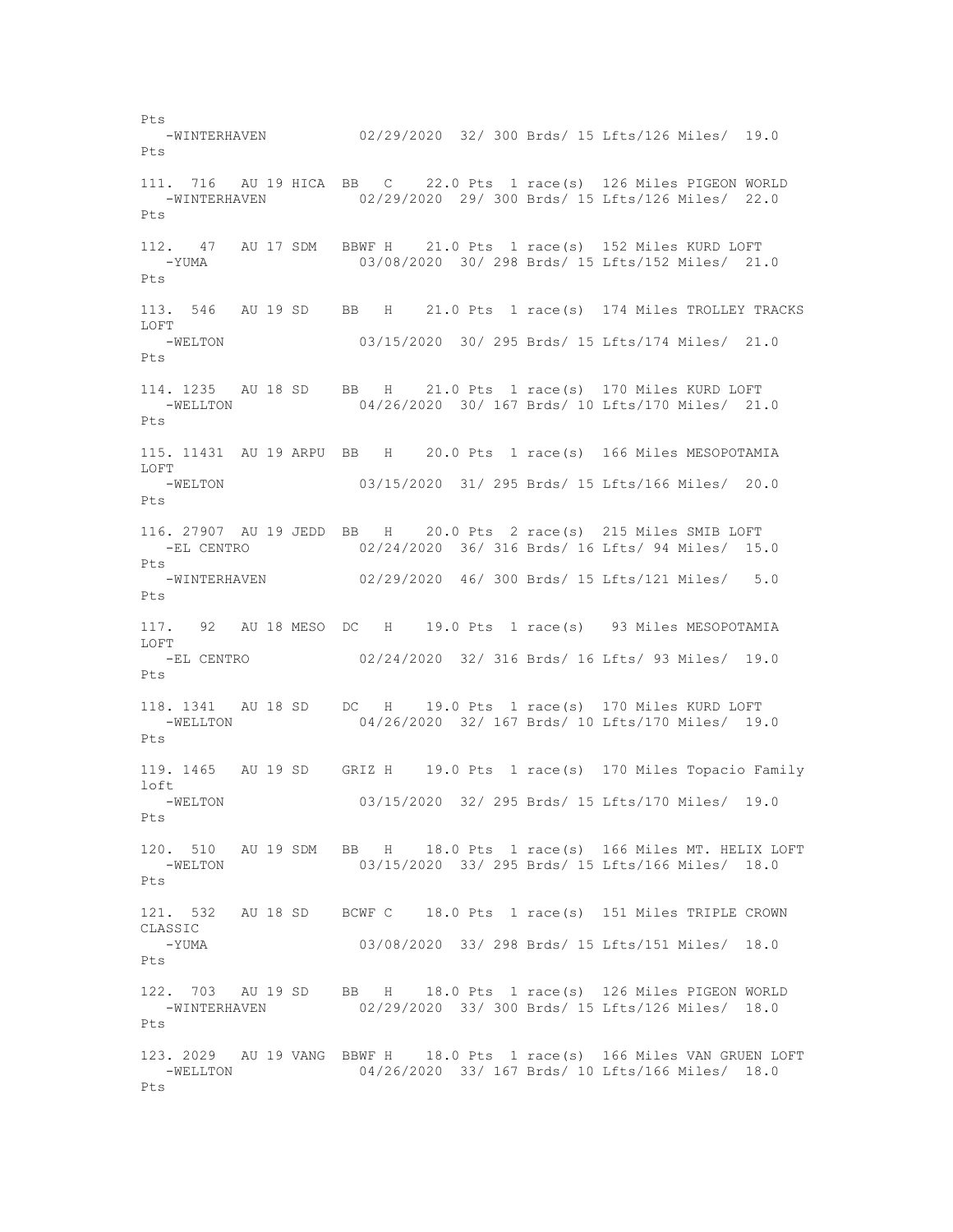```
Pts
   -WINTERHAVEN          02/29/2020  32/ 300 Brds/ 15 Lfts/126 Miles/  19.0
Pts

111.  716   AU 19 HICA  BB    C    22.0 Pts  1 race(s)  126 Miles PIGEON WORLD
   -WINTERHAVEN          02/29/2020  29/ 300 Brds/ 15 Lfts/126 Miles/  22.0
Pts

112.   47   AU 17 SDM   BBWF H    21.0 Pts  1 race(s)  152 Miles KURD LOFT
   -YUMA                 03/08/2020  30/ 298 Brds/ 15 Lfts/152 Miles/  21.0
Pts

113.  546   AU 19 SD    BB   H    21.0 Pts  1 race(s)  174 Miles TROLLEY TRACKS
LOFT
   -WELTON               03/15/2020  30/ 295 Brds/ 15 Lfts/174 Miles/  21.0
Pts

114. 1235   AU 18 SD    BB   H    21.0 Pts  1 race(s)  170 Miles KURD LOFT
   -WELLTON              04/26/2020  30/ 167 Brds/ 10 Lfts/170 Miles/  21.0
Pts

115. 11431  AU 19 ARPU  BB   H    20.0 Pts  1 race(s)  166 Miles MESOPOTAMIA
LOFT
   -WELTON               03/15/2020  31/ 295 Brds/ 15 Lfts/166 Miles/  20.0
Pts

116. 27907  AU 19 JEDD  BB   H    20.0 Pts  2 race(s)  215 Miles SMIB LOFT
   -EL CENTRO            02/24/2020  36/ 316 Brds/ 16 Lfts/ 94 Miles/  15.0
Pts
   -WINTERHAVEN          02/29/2020  46/ 300 Brds/ 15 Lfts/121 Miles/   5.0
Pts

117.   92   AU 18 MESO  DC   H    19.0 Pts  1 race(s)   93 Miles MESOPOTAMIA
LOFT
   -EL CENTRO            02/24/2020  32/ 316 Brds/ 16 Lfts/ 93 Miles/  19.0
Pts

118. 1341   AU 18 SD    DC   H    19.0 Pts  1 race(s)  170 Miles KURD LOFT
   -WELLTON              04/26/2020  32/ 167 Brds/ 10 Lfts/170 Miles/  19.0
Pts

119. 1465   AU 19 SD    GRIZ H    19.0 Pts  1 race(s)  170 Miles Topacio Family
loft
   -WELTON               03/15/2020  32/ 295 Brds/ 15 Lfts/170 Miles/  19.0
Pts

120.  510   AU 19 SDM   BB   H    18.0 Pts  1 race(s)  166 Miles MT. HELIX LOFT
   -WELTON               03/15/2020  33/ 295 Brds/ 15 Lfts/166 Miles/  18.0
Pts

121.  532   AU 18 SD    BCWF C    18.0 Pts  1 race(s)  151 Miles TRIPLE CROWN
CLASSIC
   -YUMA                 03/08/2020  33/ 298 Brds/ 15 Lfts/151 Miles/  18.0
Pts

122.  703   AU 19 SD    BB   H    18.0 Pts  1 race(s)  126 Miles PIGEON WORLD
   -WINTERHAVEN          02/29/2020  33/ 300 Brds/ 15 Lfts/126 Miles/  18.0
Pts

123. 2029   AU 19 VANG  BBWF H    18.0 Pts  1 race(s)  166 Miles VAN GRUEN LOFT
   -WELLTON              04/26/2020  33/ 167 Brds/ 10 Lfts/166 Miles/  18.0
Pts
```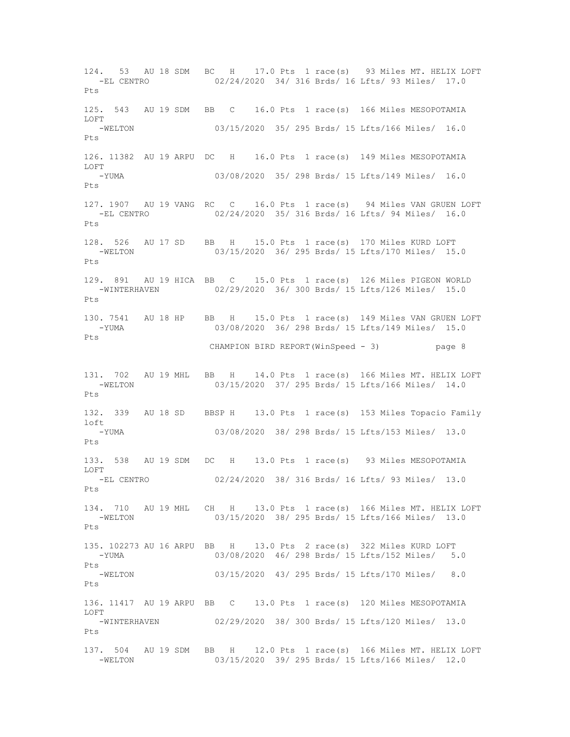```
124. 53   AU 18 SDM   BC  H    17.0 Pts  1 race(s)   93 Miles MT. HELIX LOFT
   -EL CENTRO            02/24/2020  34/ 316 Brds/ 16 Lfts/ 93 Miles/  17.0
Pts

125. 543   AU 19 SDM   BB  C    16.0 Pts  1 race(s)  166 Miles MESOPOTAMIA
LOFT
   -WELTON               03/15/2020  35/ 295 Brds/ 15 Lfts/166 Miles/  16.0
Pts

126. 11382  AU 19 ARPU  DC  H    16.0 Pts  1 race(s)  149 Miles MESOPOTAMIA
LOFT
   -YUMA                 03/08/2020  35/ 298 Brds/ 15 Lfts/149 Miles/  16.0
Pts

127. 1907  AU 19 VANG  RC  C    16.0 Pts  1 race(s)   94 Miles VAN GRUEN LOFT
   -EL CENTRO            02/24/2020  35/ 316 Brds/ 16 Lfts/ 94 Miles/  16.0
Pts

128. 526   AU 17 SD    BB  H    15.0 Pts  1 race(s)  170 Miles KURD LOFT
   -WELTON               03/15/2020  36/ 295 Brds/ 15 Lfts/170 Miles/  15.0
Pts

129. 891   AU 19 HICA  BB  C    15.0 Pts  1 race(s)  126 Miles PIGEON WORLD
   -WINTERHAVEN          02/29/2020  36/ 300 Brds/ 15 Lfts/126 Miles/  15.0
Pts

130. 7541   AU 18 HP    BB  H    15.0 Pts  1 race(s)  149 Miles VAN GRUEN LOFT
   -YUMA                 03/08/2020  36/ 298 Brds/ 15 Lfts/149 Miles/  15.0
Pts
                     CHAMPION BIRD REPORT(WinSpeed - 3)          page 8

131. 702   AU 19 MHL   BB  H    14.0 Pts  1 race(s)  166 Miles MT. HELIX LOFT
   -WELTON               03/15/2020  37/ 295 Brds/ 15 Lfts/166 Miles/  14.0
Pts

132. 339   AU 18 SD    BBSP H   13.0 Pts  1 race(s)  153 Miles Topacio Family
loft
   -YUMA                 03/08/2020  38/ 298 Brds/ 15 Lfts/153 Miles/  13.0
Pts

133. 538   AU 19 SDM   DC  H    13.0 Pts  1 race(s)   93 Miles MESOPOTAMIA
LOFT
   -EL CENTRO            02/24/2020  38/ 316 Brds/ 16 Lfts/ 93 Miles/  13.0
Pts

134. 710   AU 19 MHL   CH  H    13.0 Pts  1 race(s)  166 Miles MT. HELIX LOFT
   -WELTON               03/15/2020  38/ 295 Brds/ 15 Lfts/166 Miles/  13.0
Pts

135. 102273 AU 16 ARPU  BB  H    13.0 Pts  2 race(s)  322 Miles KURD LOFT
   -YUMA                 03/08/2020  46/ 298 Brds/ 15 Lfts/152 Miles/   5.0
Pts
   -WELTON               03/15/2020  43/ 295 Brds/ 15 Lfts/170 Miles/   8.0
Pts

136. 11417  AU 19 ARPU  BB  C    13.0 Pts  1 race(s)  120 Miles MESOPOTAMIA
LOFT
   -WINTERHAVEN          02/29/2020  38/ 300 Brds/ 15 Lfts/120 Miles/  13.0
Pts

137. 504   AU 19 SDM   BB  H    12.0 Pts  1 race(s)  166 Miles MT. HELIX LOFT
   -WELTON               03/15/2020  39/ 295 Brds/ 15 Lfts/166 Miles/  12.0
```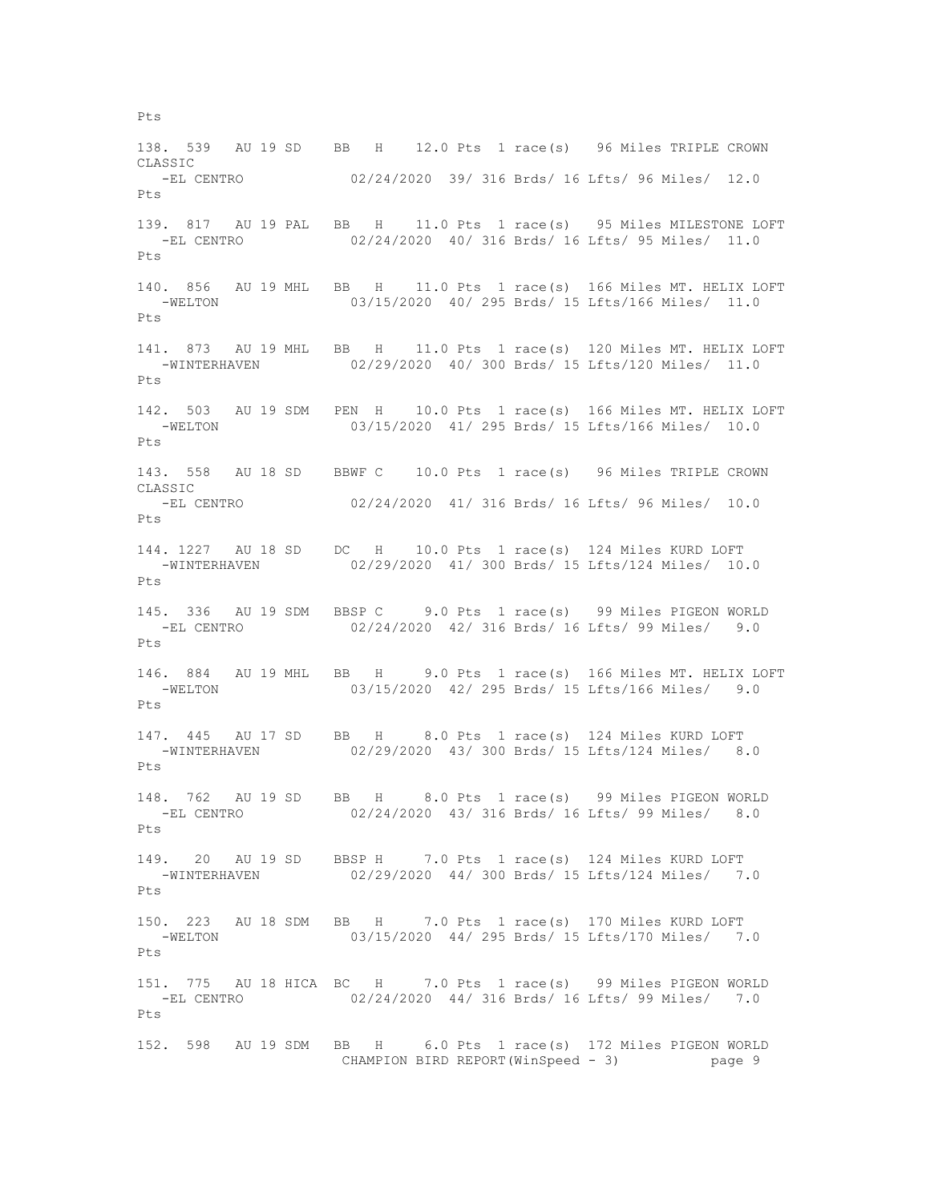```
Pts

138. 539   AU 19 SD    BB   H    12.0 Pts  1 race(s)   96 Miles TRIPLE CROWN
CLASSIC
   -EL CENTRO            02/24/2020  39/ 316 Brds/ 16 Lfts/ 96 Miles/  12.0
Pts

139. 817   AU 19 PAL   BB   H    11.0 Pts  1 race(s)   95 Miles MILESTONE LOFT
   -EL CENTRO            02/24/2020  40/ 316 Brds/ 16 Lfts/ 95 Miles/  11.0
Pts

140. 856   AU 19 MHL   BB   H    11.0 Pts  1 race(s)  166 Miles MT. HELIX LOFT
   -WELTON               03/15/2020  40/ 295 Brds/ 15 Lfts/166 Miles/  11.0
Pts

141. 873   AU 19 MHL   BB   H    11.0 Pts  1 race(s)  120 Miles MT. HELIX LOFT
   -WINTERHAVEN          02/29/2020  40/ 300 Brds/ 15 Lfts/120 Miles/  11.0
Pts

142. 503   AU 19 SDM   PEN  H    10.0 Pts  1 race(s)  166 Miles MT. HELIX LOFT
   -WELTON               03/15/2020  41/ 295 Brds/ 15 Lfts/166 Miles/  10.0
Pts

143. 558   AU 18 SD    BBWF C    10.0 Pts  1 race(s)   96 Miles TRIPLE CROWN
CLASSIC
   -EL CENTRO            02/24/2020  41/ 316 Brds/ 16 Lfts/ 96 Miles/  10.0
Pts

144. 1227  AU 18 SD    DC   H    10.0 Pts  1 race(s)  124 Miles KURD LOFT
   -WINTERHAVEN          02/29/2020  41/ 300 Brds/ 15 Lfts/124 Miles/  10.0
Pts

145. 336   AU 19 SDM   BBSP C     9.0 Pts  1 race(s)   99 Miles PIGEON WORLD
   -EL CENTRO            02/24/2020  42/ 316 Brds/ 16 Lfts/ 99 Miles/   9.0
Pts

146. 884   AU 19 MHL   BB   H     9.0 Pts  1 race(s)  166 Miles MT. HELIX LOFT
   -WELTON               03/15/2020  42/ 295 Brds/ 15 Lfts/166 Miles/   9.0
Pts

147. 445   AU 17 SD    BB   H     8.0 Pts  1 race(s)  124 Miles KURD LOFT
   -WINTERHAVEN          02/29/2020  43/ 300 Brds/ 15 Lfts/124 Miles/   8.0
Pts

148. 762   AU 19 SD    BB   H     8.0 Pts  1 race(s)   99 Miles PIGEON WORLD
   -EL CENTRO            02/24/2020  43/ 316 Brds/ 16 Lfts/ 99 Miles/   8.0
Pts

149.  20   AU 19 SD    BBSP H     7.0 Pts  1 race(s)  124 Miles KURD LOFT
   -WINTERHAVEN          02/29/2020  44/ 300 Brds/ 15 Lfts/124 Miles/   7.0
Pts

150. 223   AU 18 SDM   BB   H     7.0 Pts  1 race(s)  170 Miles KURD LOFT
   -WELTON               03/15/2020  44/ 295 Brds/ 15 Lfts/170 Miles/   7.0
Pts

151. 775   AU 18 HICA  BC   H     7.0 Pts  1 race(s)   99 Miles PIGEON WORLD
   -EL CENTRO            02/24/2020  44/ 316 Brds/ 16 Lfts/ 99 Miles/   7.0
Pts

152. 598   AU 19 SDM   BB   H     6.0 Pts  1 race(s)  172 Miles PIGEON WORLD
```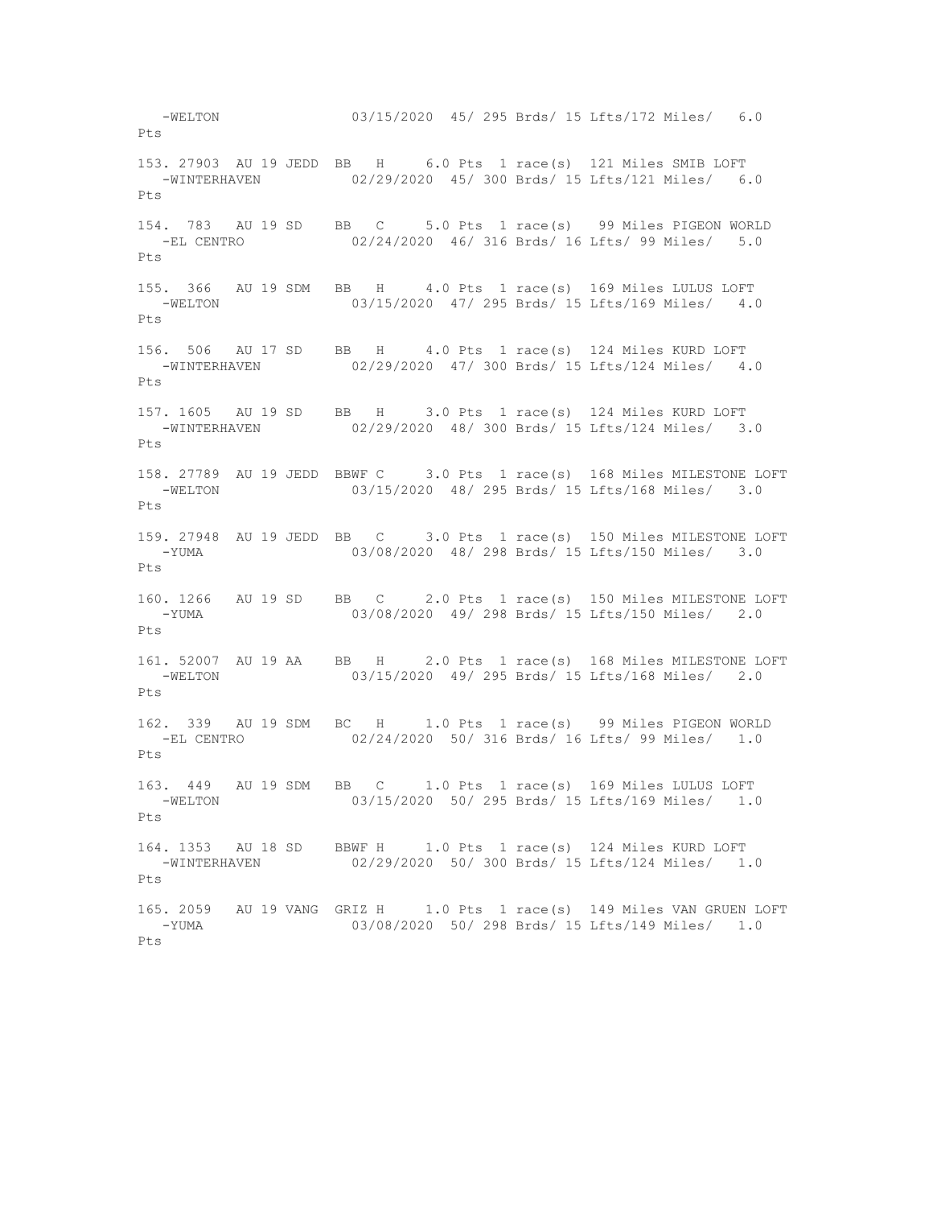-WELTON 03/15/2020 45/ 295 Brds/ 15 Lfts/172 Miles/ 6.0 Pts

153. 27903 AU 19 JEDD BB H 6.0 Pts 1 race(s) 121 Miles SMIB LOFT
-WINTERHAVEN 02/29/2020 45/ 300 Brds/ 15 Lfts/121 Miles/ 6.0 Pts

154. 783 AU 19 SD BB C 5.0 Pts 1 race(s) 99 Miles PIGEON WORLD
-EL CENTRO 02/24/2020 46/ 316 Brds/ 16 Lfts/ 99 Miles/ 5.0 Pts

155. 366 AU 19 SDM BB H 4.0 Pts 1 race(s) 169 Miles LULUS LOFT
-WELTON 03/15/2020 47/ 295 Brds/ 15 Lfts/169 Miles/ 4.0 Pts

156. 506 AU 17 SD BB H 4.0 Pts 1 race(s) 124 Miles KURD LOFT
-WINTERHAVEN 02/29/2020 47/ 300 Brds/ 15 Lfts/124 Miles/ 4.0 Pts

157. 1605 AU 19 SD BB H 3.0 Pts 1 race(s) 124 Miles KURD LOFT
-WINTERHAVEN 02/29/2020 48/ 300 Brds/ 15 Lfts/124 Miles/ 3.0 Pts

158. 27789 AU 19 JEDD BBWF C 3.0 Pts 1 race(s) 168 Miles MILESTONE LOFT
-WELTON 03/15/2020 48/ 295 Brds/ 15 Lfts/168 Miles/ 3.0 Pts

159. 27948 AU 19 JEDD BB C 3.0 Pts 1 race(s) 150 Miles MILESTONE LOFT
-YUMA 03/08/2020 48/ 298 Brds/ 15 Lfts/150 Miles/ 3.0 Pts

160. 1266 AU 19 SD BB C 2.0 Pts 1 race(s) 150 Miles MILESTONE LOFT
-YUMA 03/08/2020 49/ 298 Brds/ 15 Lfts/150 Miles/ 2.0 Pts

161. 52007 AU 19 AA BB H 2.0 Pts 1 race(s) 168 Miles MILESTONE LOFT
-WELTON 03/15/2020 49/ 295 Brds/ 15 Lfts/168 Miles/ 2.0 Pts

162. 339 AU 19 SDM BC H 1.0 Pts 1 race(s) 99 Miles PIGEON WORLD
-EL CENTRO 02/24/2020 50/ 316 Brds/ 16 Lfts/ 99 Miles/ 1.0 Pts

163. 449 AU 19 SDM BB C 1.0 Pts 1 race(s) 169 Miles LULUS LOFT
-WELTON 03/15/2020 50/ 295 Brds/ 15 Lfts/169 Miles/ 1.0 Pts

164. 1353 AU 18 SD BBWF H 1.0 Pts 1 race(s) 124 Miles KURD LOFT
-WINTERHAVEN 02/29/2020 50/ 300 Brds/ 15 Lfts/124 Miles/ 1.0 Pts

165. 2059 AU 19 VANG GRIZ H 1.0 Pts 1 race(s) 149 Miles VAN GRUEN LOFT
-YUMA 03/08/2020 50/ 298 Brds/ 15 Lfts/149 Miles/ 1.0 Pts